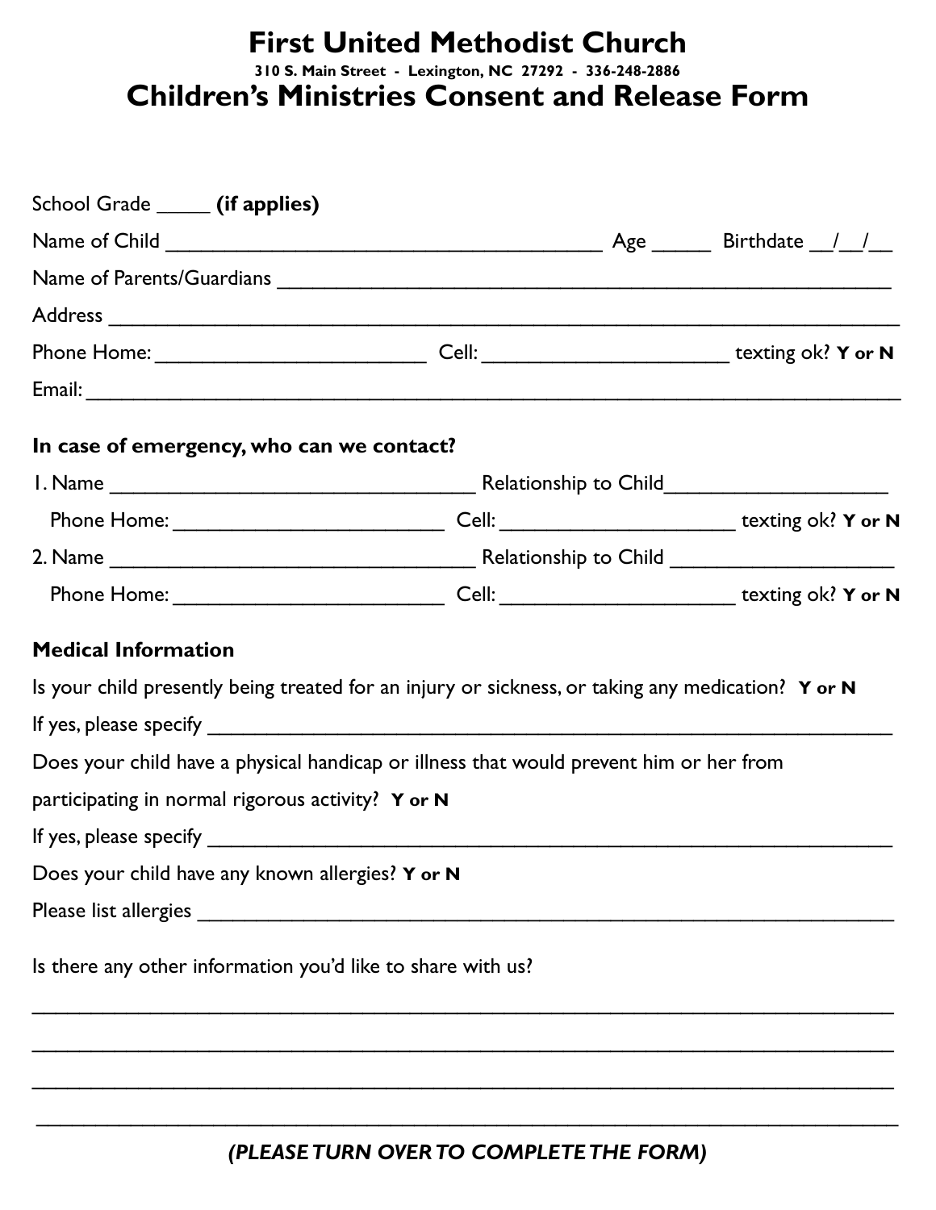# First United Methodist Church

**310 S. Main Street - Lexington, NC 27292 - 336-248-2886**

## Children's Ministries Consent and Release Form

School Grade _____ **(if applies)**

Name of Child _______________________________________ Age _____ Birthdate __/__/__

Name of Parents/Guardians _______________________________________________________

Address _____________________________________________________________________

Phone Home: _________________________ Cell: ______________________ texting ok? **Y or N**

Email: ______________________________________________________________________

**In case of emergency, who can we contact?**

1. Name _________________________________ Relationship to Child____________________

   Phone Home: ________________________ Cell: _____________________ texting ok? **Y or N**

2. Name _________________________________ Relationship to Child ____________________

   Phone Home: ________________________ Cell: _____________________ texting ok? **Y or N**

**Medical Information**

Is your child presently being treated for an injury or sickness, or taking any medication? **Y or N**

If yes, please specify ______________________________________________________________

Does your child have a physical handicap or illness that would prevent him or her from participating in normal rigorous activity? **Y or N**

If yes, please specify ______________________________________________________________

Does your child have any known allergies? **Y or N**

Please list allergies _______________________________________________________________

Is there any other information you'd like to share with us?

_____________________________________________________________________________

_____________________________________________________________________________

_____________________________________________________________________________

_____________________________________________________________________________

***(PLEASE TURN OVER TO COMPLETE THE FORM)***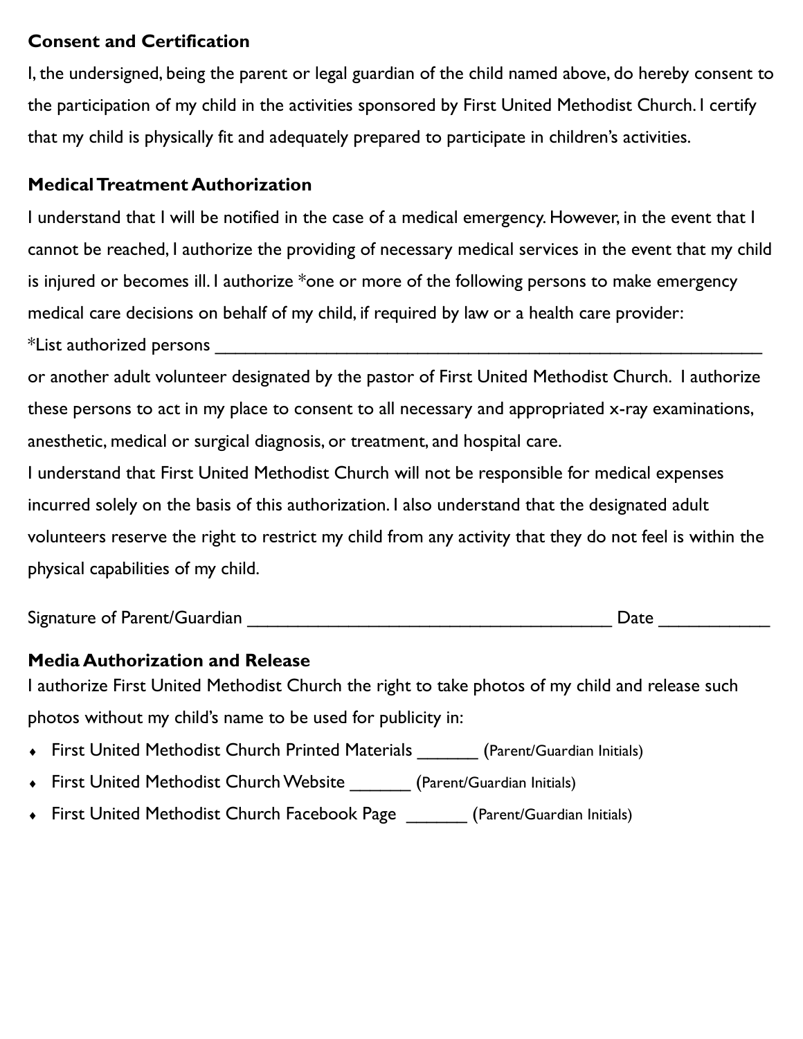**Consent and Certification**

I, the undersigned, being the parent or legal guardian of the child named above, do hereby consent to the participation of my child in the activities sponsored by First United Methodist Church. I certify that my child is physically fit and adequately prepared to participate in children's activities.

**Medical Treatment Authorization**

I understand that I will be notified in the case of a medical emergency. However, in the event that I cannot be reached, I authorize the providing of necessary medical services in the event that my child is injured or becomes ill. I authorize *one or more of the following persons to make emergency medical care decisions on behalf of my child, if required by law or a health care provider:

*List authorized persons ____________________________________________________________

or another adult volunteer designated by the pastor of First United Methodist Church. I authorize these persons to act in my place to consent to all necessary and appropriated x-ray examinations, anesthetic, medical or surgical diagnosis, or treatment, and hospital care.

I understand that First United Methodist Church will not be responsible for medical expenses incurred solely on the basis of this authorization. I also understand that the designated adult volunteers reserve the right to restrict my child from any activity that they do not feel is within the physical capabilities of my child.

Signature of Parent/Guardian ______________________________________ Date ___________

**Media Authorization and Release**

I authorize First United Methodist Church the right to take photos of my child and release such photos without my child's name to be used for publicity in:

- First United Methodist Church Printed Materials ______ (Parent/Guardian Initials)
- First United Methodist Church Website ______ (Parent/Guardian Initials)
- First United Methodist Church Facebook Page ______ (Parent/Guardian Initials)